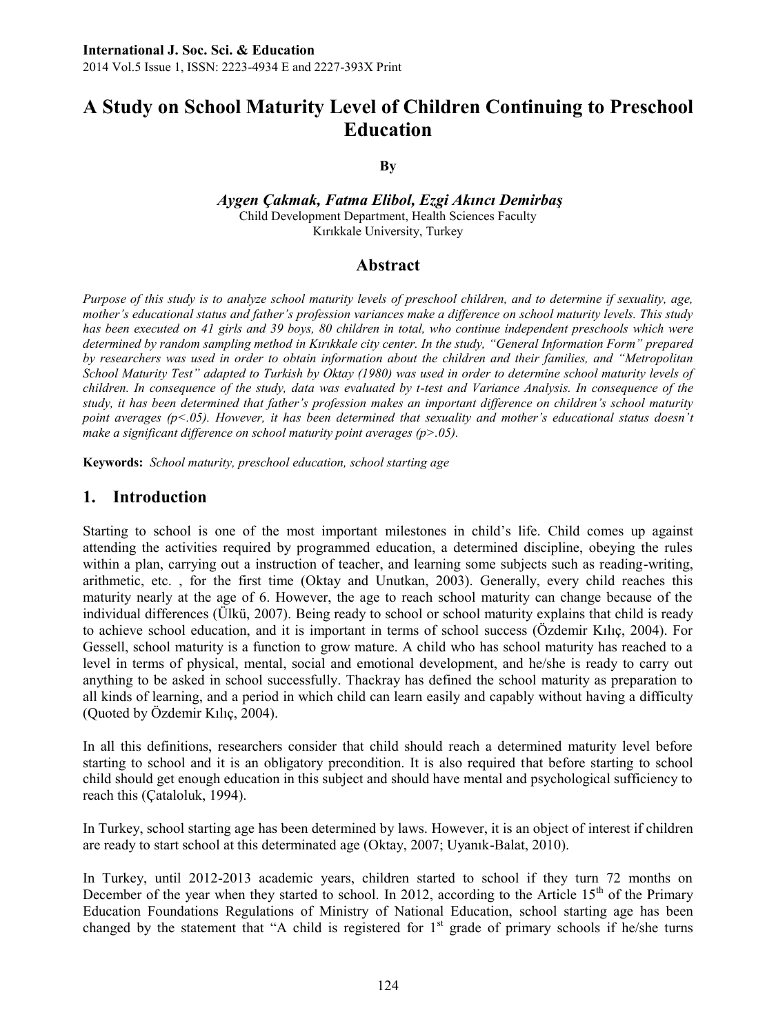# A Study on School Maturity Level of Children Continuing to Preschool Education

By

***Aygen Çakmak, Fatma Elibol, Ezgi Akıncı Demirbaş***

Child Development Department, Health Sciences Faculty
Kırıkkale University, Turkey

## Abstract

*Purpose of this study is to analyze school maturity levels of preschool children, and to determine if sexuality, age, mother's educational status and father's profession variances make a difference on school maturity levels. This study has been executed on 41 girls and 39 boys, 80 children in total, who continue independent preschools which were determined by random sampling method in Kırıkkale city center. In the study, "General Information Form" prepared by researchers was used in order to obtain information about the children and their families, and "Metropolitan School Maturity Test" adapted to Turkish by Oktay (1980) was used in order to determine school maturity levels of children. In consequence of the study, data was evaluated by t-test and Variance Analysis. In consequence of the study, it has been determined that father's profession makes an important difference on children's school maturity point averages (p<.05). However, it has been determined that sexuality and mother's educational status doesn't make a significant difference on school maturity point averages (p>.05).*

**Keywords:** *School maturity, preschool education, school starting age*

## 1. Introduction

Starting to school is one of the most important milestones in child's life. Child comes up against attending the activities required by programmed education, a determined discipline, obeying the rules within a plan, carrying out a instruction of teacher, and learning some subjects such as reading-writing, arithmetic, etc. , for the first time (Oktay and Unutkan, 2003). Generally, every child reaches this maturity nearly at the age of 6. However, the age to reach school maturity can change because of the individual differences (Ülkü, 2007). Being ready to school or school maturity explains that child is ready to achieve school education, and it is important in terms of school success (Özdemir Kılıç, 2004). For Gessell, school maturity is a function to grow mature. A child who has school maturity has reached to a level in terms of physical, mental, social and emotional development, and he/she is ready to carry out anything to be asked in school successfully. Thackray has defined the school maturity as preparation to all kinds of learning, and a period in which child can learn easily and capably without having a difficulty (Quoted by Özdemir Kılıç, 2004).

In all this definitions, researchers consider that child should reach a determined maturity level before starting to school and it is an obligatory precondition. It is also required that before starting to school child should get enough education in this subject and should have mental and psychological sufficiency to reach this (Çataloluk, 1994).

In Turkey, school starting age has been determined by laws. However, it is an object of interest if children are ready to start school at this determinated age (Oktay, 2007; Uyanık-Balat, 2010).

In Turkey, until 2012-2013 academic years, children started to school if they turn 72 months on December of the year when they started to school. In 2012, according to the Article 15th of the Primary Education Foundations Regulations of Ministry of National Education, school starting age has been changed by the statement that "A child is registered for 1st grade of primary schools if he/she turns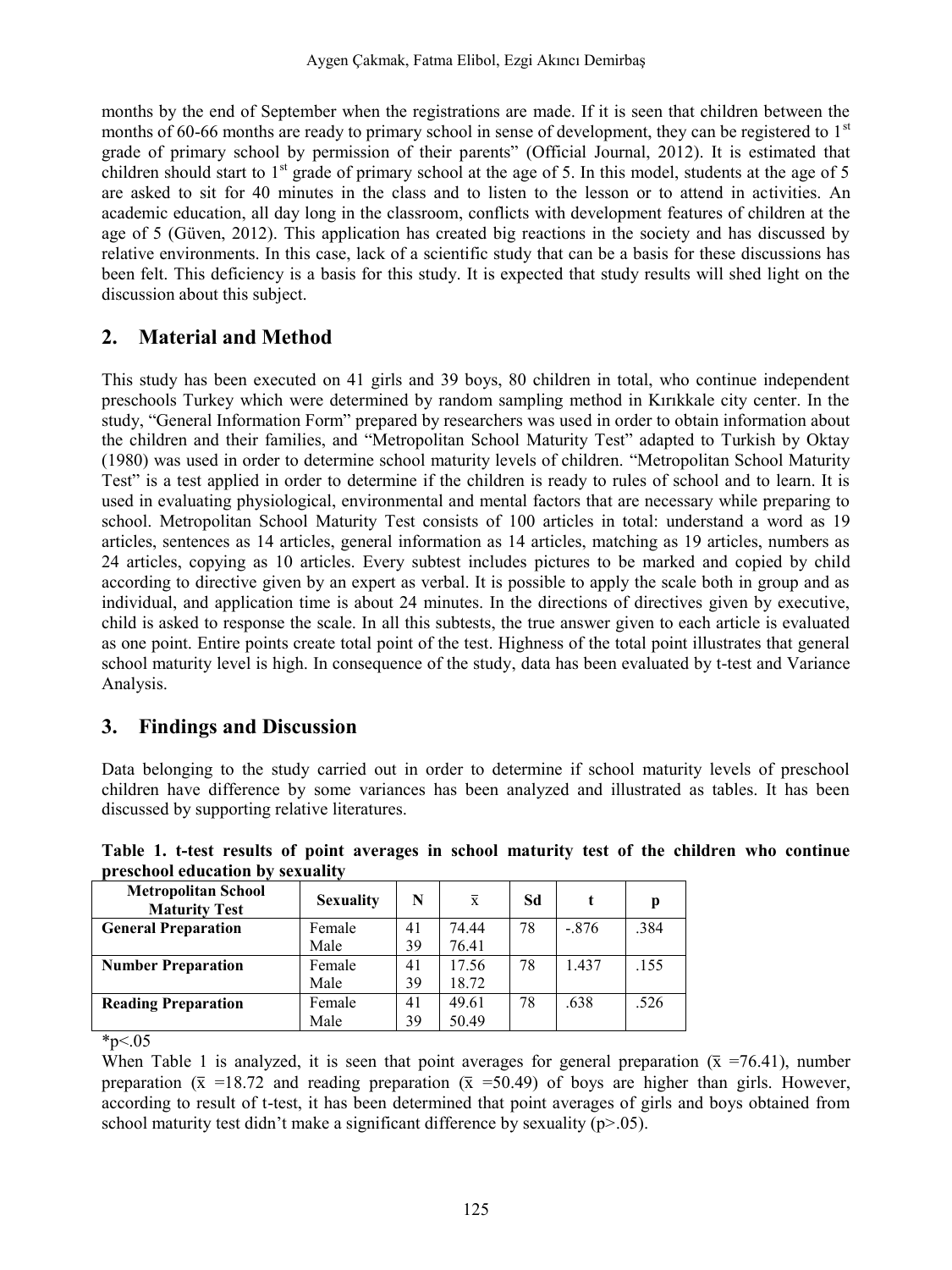months by the end of September when the registrations are made. If it is seen that children between the months of 60-66 months are ready to primary school in sense of development, they can be registered to 1st grade of primary school by permission of their parents" (Official Journal, 2012). It is estimated that children should start to 1st grade of primary school at the age of 5. In this model, students at the age of 5 are asked to sit for 40 minutes in the class and to listen to the lesson or to attend in activities. An academic education, all day long in the classroom, conflicts with development features of children at the age of 5 (Güven, 2012). This application has created big reactions in the society and has discussed by relative environments. In this case, lack of a scientific study that can be a basis for these discussions has been felt. This deficiency is a basis for this study. It is expected that study results will shed light on the discussion about this subject.

## 2. Material and Method

This study has been executed on 41 girls and 39 boys, 80 children in total, who continue independent preschools Turkey which were determined by random sampling method in Kırıkkale city center. In the study, "General Information Form" prepared by researchers was used in order to obtain information about the children and their families, and "Metropolitan School Maturity Test" adapted to Turkish by Oktay (1980) was used in order to determine school maturity levels of children. "Metropolitan School Maturity Test" is a test applied in order to determine if the children is ready to rules of school and to learn. It is used in evaluating physiological, environmental and mental factors that are necessary while preparing to school. Metropolitan School Maturity Test consists of 100 articles in total: understand a word as 19 articles, sentences as 14 articles, general information as 14 articles, matching as 19 articles, numbers as 24 articles, copying as 10 articles. Every subtest includes pictures to be marked and copied by child according to directive given by an expert as verbal. It is possible to apply the scale both in group and as individual, and application time is about 24 minutes. In the directions of directives given by executive, child is asked to response the scale. In all this subtests, the true answer given to each article is evaluated as one point. Entire points create total point of the test. Highness of the total point illustrates that general school maturity level is high. In consequence of the study, data has been evaluated by t-test and Variance Analysis.

## 3. Findings and Discussion

Data belonging to the study carried out in order to determine if school maturity levels of preschool children have difference by some variances has been analyzed and illustrated as tables. It has been discussed by supporting relative literatures.

**Table 1. t-test results of point averages in school maturity test of the children who continue preschool education by sexuality**

| Metropolitan School Maturity Test | Sexuality | N | $\bar{x}$ | Sd | t | p |
|---|---|---|---|---|---|---|
| **General Preparation** | Female | 41 | 74.44 | 78 | -.876 | .384 |
| | Male | 39 | 76.41 | | | |
| **Number Preparation** | Female | 41 | 17.56 | 78 | 1.437 | .155 |
| | Male | 39 | 18.72 | | | |
| **Reading Preparation** | Female | 41 | 49.61 | 78 | .638 | .526 |
| | Male | 39 | 50.49 | | | |

*p<.05

When Table 1 is analyzed, it is seen that point averages for general preparation ($\bar{x}$ =76.41), number preparation ($\bar{x}$ =18.72 and reading preparation ($\bar{x}$ =50.49) of boys are higher than girls. However, according to result of t-test, it has been determined that point averages of girls and boys obtained from school maturity test didn't make a significant difference by sexuality (p>.05).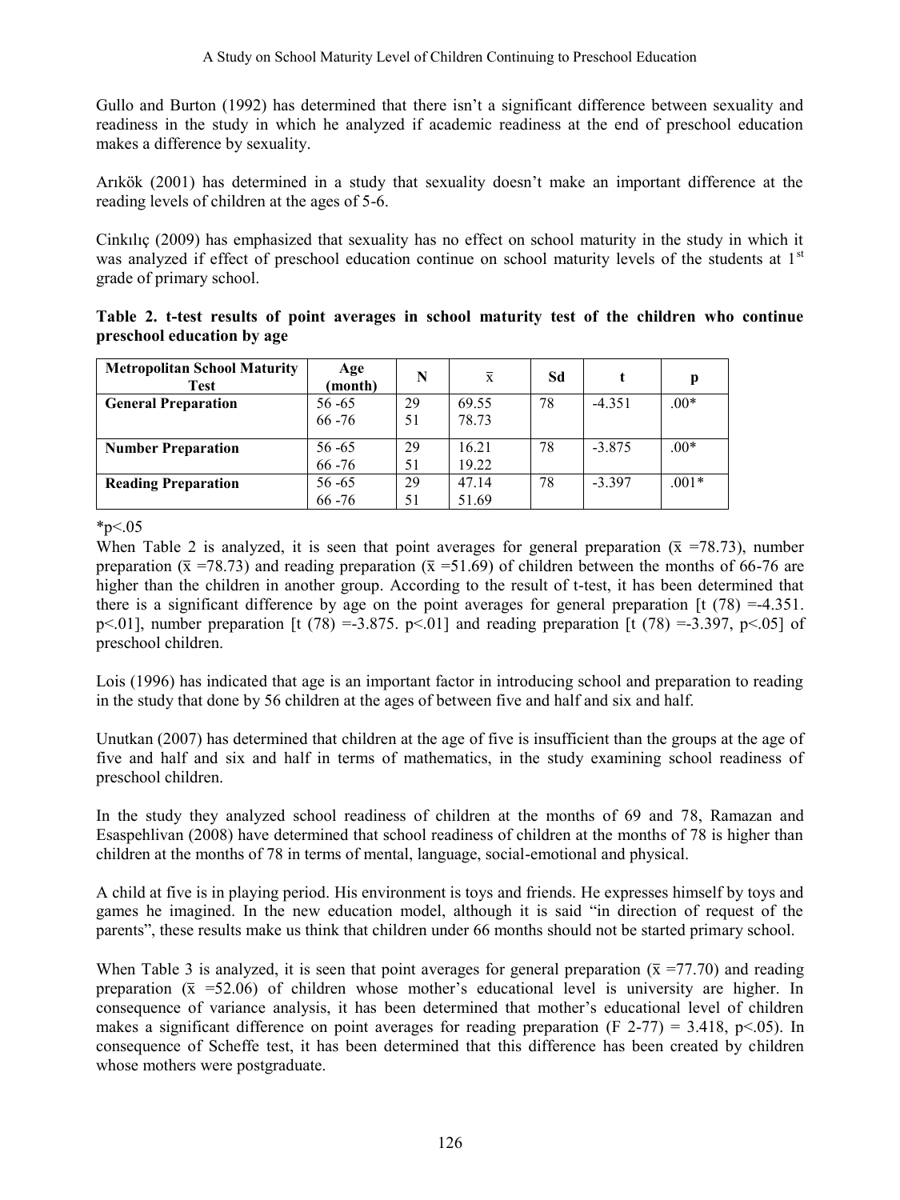Gullo and Burton (1992) has determined that there isn't a significant difference between sexuality and readiness in the study in which he analyzed if academic readiness at the end of preschool education makes a difference by sexuality.

Arıkök (2001) has determined in a study that sexuality doesn't make an important difference at the reading levels of children at the ages of 5-6.

Cinkılıç (2009) has emphasized that sexuality has no effect on school maturity in the study in which it was analyzed if effect of preschool education continue on school maturity levels of the students at 1st grade of primary school.

**Table 2. t-test results of point averages in school maturity test of the children who continue preschool education by age**

| Metropolitan School Maturity Test | Age (month) | N | $\bar{x}$ | Sd | t | p |
|---|---|---|---|---|---|---|
| **General Preparation** | 56 -65<br>66 -76 | 29<br>51 | 69.55<br>78.73 | 78 | -4.351 | .00* |
| **Number Preparation** | 56 -65<br>66 -76 | 29<br>51 | 16.21<br>19.22 | 78 | -3.875 | .00* |
| **Reading Preparation** | 56 -65<br>66 -76 | 29<br>51 | 47.14<br>51.69 | 78 | -3.397 | .001* |

*p<.05

When Table 2 is analyzed, it is seen that point averages for general preparation ($\bar{x}$ =78.73), number preparation ($\bar{x}$ =78.73) and reading preparation ($\bar{x}$ =51.69) of children between the months of 66-76 are higher than the children in another group. According to the result of t-test, it has been determined that there is a significant difference by age on the point averages for general preparation [t (78) =-4.351. p<.01], number preparation [t (78) =-3.875. p<.01] and reading preparation [t (78) =-3.397, p<.05] of preschool children.

Lois (1996) has indicated that age is an important factor in introducing school and preparation to reading in the study that done by 56 children at the ages of between five and half and six and half.

Unutkan (2007) has determined that children at the age of five is insufficient than the groups at the age of five and half and six and half in terms of mathematics, in the study examining school readiness of preschool children.

In the study they analyzed school readiness of children at the months of 69 and 78, Ramazan and Esaspehlivan (2008) have determined that school readiness of children at the months of 78 is higher than children at the months of 78 in terms of mental, language, social-emotional and physical.

A child at five is in playing period. His environment is toys and friends. He expresses himself by toys and games he imagined. In the new education model, although it is said "in direction of request of the parents", these results make us think that children under 66 months should not be started primary school.

When Table 3 is analyzed, it is seen that point averages for general preparation ($\bar{x}$ =77.70) and reading preparation ($\bar{x}$ =52.06) of children whose mother's educational level is university are higher. In consequence of variance analysis, it has been determined that mother's educational level of children makes a significant difference on point averages for reading preparation (F 2-77) = 3.418, p<.05). In consequence of Scheffe test, it has been determined that this difference has been created by children whose mothers were postgraduate.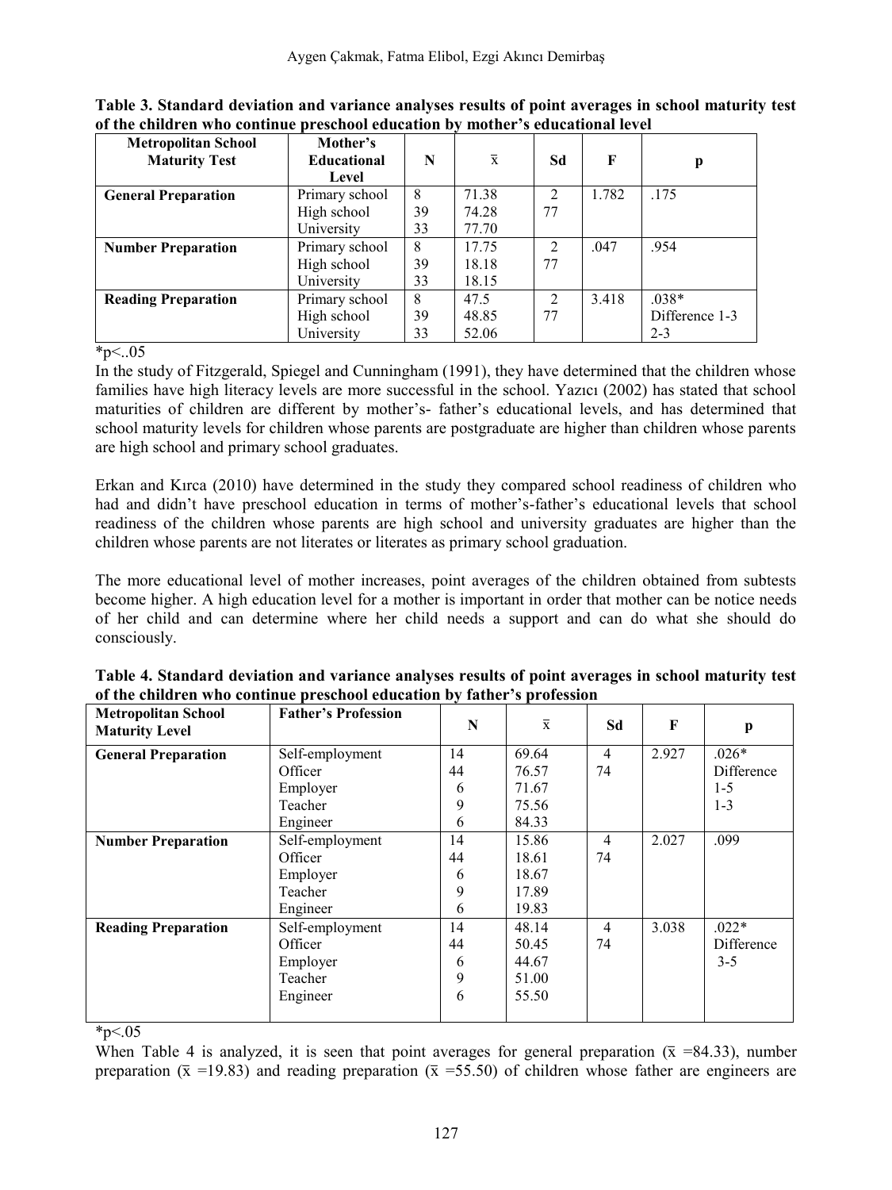**Table 3. Standard deviation and variance analyses results of point averages in school maturity test of the children who continue preschool education by mother's educational level**

| Metropolitan School Maturity Test | Mother's Educational Level | N | $\bar{x}$ | Sd | F | p |
|---|---|---|---|---|---|---|
| **General Preparation** | Primary school | 8 | 71.38 | 2 | 1.782 | .175 |
| | High school | 39 | 74.28 | 77 | | |
| | University | 33 | 77.70 | | | |
| **Number Preparation** | Primary school | 8 | 17.75 | 2 | .047 | .954 |
| | High school | 39 | 18.18 | 77 | | |
| | University | 33 | 18.15 | | | |
| **Reading Preparation** | Primary school | 8 | 47.5 | 2 | 3.418 | .038* |
| | High school | 39 | 48.85 | 77 | | Difference 1-3 |
| | University | 33 | 52.06 | | | 2-3 |

*p<..05

In the study of Fitzgerald, Spiegel and Cunningham (1991), they have determined that the children whose families have high literacy levels are more successful in the school. Yazıcı (2002) has stated that school maturities of children are different by mother's- father's educational levels, and has determined that school maturity levels for children whose parents are postgraduate are higher than children whose parents are high school and primary school graduates.

Erkan and Kırca (2010) have determined in the study they compared school readiness of children who had and didn't have preschool education in terms of mother's-father's educational levels that school readiness of the children whose parents are high school and university graduates are higher than the children whose parents are not literates or literates as primary school graduation.

The more educational level of mother increases, point averages of the children obtained from subtests become higher. A high education level for a mother is important in order that mother can be notice needs of her child and can determine where her child needs a support and can do what she should do consciously.

**Table 4. Standard deviation and variance analyses results of point averages in school maturity test of the children who continue preschool education by father's profession**

| Metropolitan School Maturity Level | Father's Profession | N | $\bar{x}$ | Sd | F | p |
|---|---|---|---|---|---|---|
| **General Preparation** | Self-employment | 14 | 69.64 | 4 | 2.927 | .026* |
| | Officer | 44 | 76.57 | 74 | | Difference |
| | Employer | 6 | 71.67 | | | 1-5 |
| | Teacher | 9 | 75.56 | | | 1-3 |
| | Engineer | 6 | 84.33 | | | |
| **Number Preparation** | Self-employment | 14 | 15.86 | 4 | 2.027 | .099 |
| | Officer | 44 | 18.61 | 74 | | |
| | Employer | 6 | 18.67 | | | |
| | Teacher | 9 | 17.89 | | | |
| | Engineer | 6 | 19.83 | | | |
| **Reading Preparation** | Self-employment | 14 | 48.14 | 4 | 3.038 | .022* |
| | Officer | 44 | 50.45 | 74 | | Difference |
| | Employer | 6 | 44.67 | | | 3-5 |
| | Teacher | 9 | 51.00 | | | |
| | Engineer | 6 | 55.50 | | | |

*p<.05

When Table 4 is analyzed, it is seen that point averages for general preparation ($\bar{x}$ =84.33), number preparation ($\bar{x}$ =19.83) and reading preparation ($\bar{x}$ =55.50) of children whose father are engineers are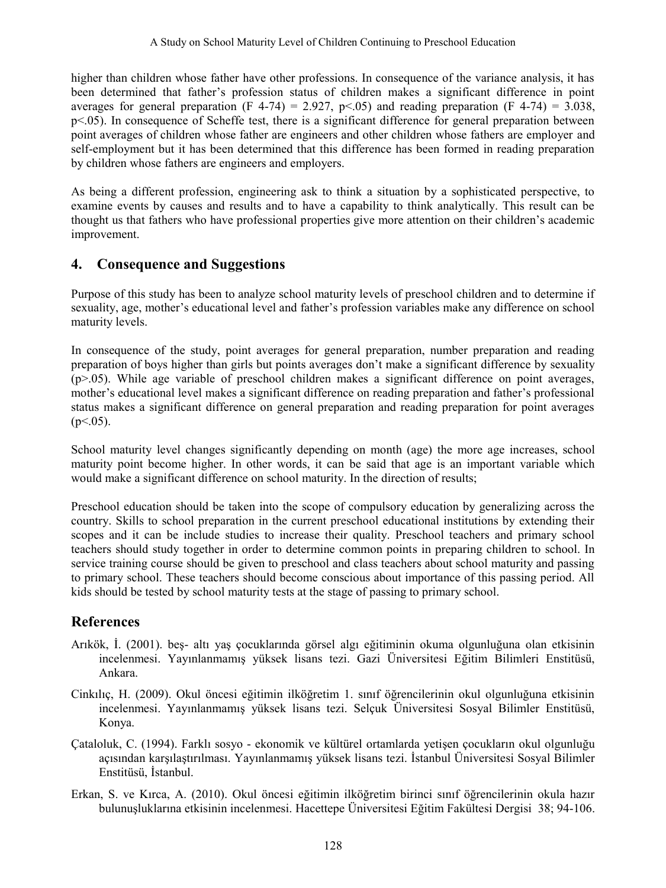higher than children whose father have other professions. In consequence of the variance analysis, it has been determined that father's profession status of children makes a significant difference in point averages for general preparation ($F_{4\text{-}74} = 2.927$, $p<.05$) and reading preparation ($F_{4\text{-}74} = 3.038$, $p<.05$). In consequence of Scheffe test, there is a significant difference for general preparation between point averages of children whose father are engineers and other children whose fathers are employer and self-employment but it has been determined that this difference has been formed in reading preparation by children whose fathers are engineers and employers.

As being a different profession, engineering ask to think a situation by a sophisticated perspective, to examine events by causes and results and to have a capability to think analytically. This result can be thought us that fathers who have professional properties give more attention on their children's academic improvement.

## 4. Consequence and Suggestions

Purpose of this study has been to analyze school maturity levels of preschool children and to determine if sexuality, age, mother's educational level and father's profession variables make any difference on school maturity levels.

In consequence of the study, point averages for general preparation, number preparation and reading preparation of boys higher than girls but points averages don't make a significant difference by sexuality ($p>.05$). While age variable of preschool children makes a significant difference on point averages, mother's educational level makes a significant difference on reading preparation and father's professional status makes a significant difference on general preparation and reading preparation for point averages ($p<.05$).

School maturity level changes significantly depending on month (age) the more age increases, school maturity point become higher. In other words, it can be said that age is an important variable which would make a significant difference on school maturity. In the direction of results;

Preschool education should be taken into the scope of compulsory education by generalizing across the country. Skills to school preparation in the current preschool educational institutions by extending their scopes and it can be include studies to increase their quality. Preschool teachers and primary school teachers should study together in order to determine common points in preparing children to school. In service training course should be given to preschool and class teachers about school maturity and passing to primary school. These teachers should become conscious about importance of this passing period. All kids should be tested by school maturity tests at the stage of passing to primary school.

## References

Arıkök, İ. (2001). beş- altı yaş çocuklarında görsel algı eğitiminin okuma olgunluğuna olan etkisinin incelenmesi. Yayınlanmamış yüksek lisans tezi. Gazi Üniversitesi Eğitim Bilimleri Enstitüsü, Ankara.

Cinkılıç, H. (2009). Okul öncesi eğitimin ilköğretim 1. sınıf öğrencilerinin okul olgunluğuna etkisinin incelenmesi. Yayınlanmamış yüksek lisans tezi. Selçuk Üniversitesi Sosyal Bilimler Enstitüsü, Konya.

Çataloluk, C. (1994). Farklı sosyo - ekonomik ve kültürel ortamlarda yetişen çocukların okul olgunluğu açısından karşılaştırılması. Yayınlanmamış yüksek lisans tezi. İstanbul Üniversitesi Sosyal Bilimler Enstitüsü, İstanbul.

Erkan, S. ve Kırca, A. (2010). Okul öncesi eğitimin ilköğretim birinci sınıf öğrencilerinin okula hazır bulunuşluklarına etkisinin incelenmesi. Hacettepe Üniversitesi Eğitim Fakültesi Dergisi 38; 94-106.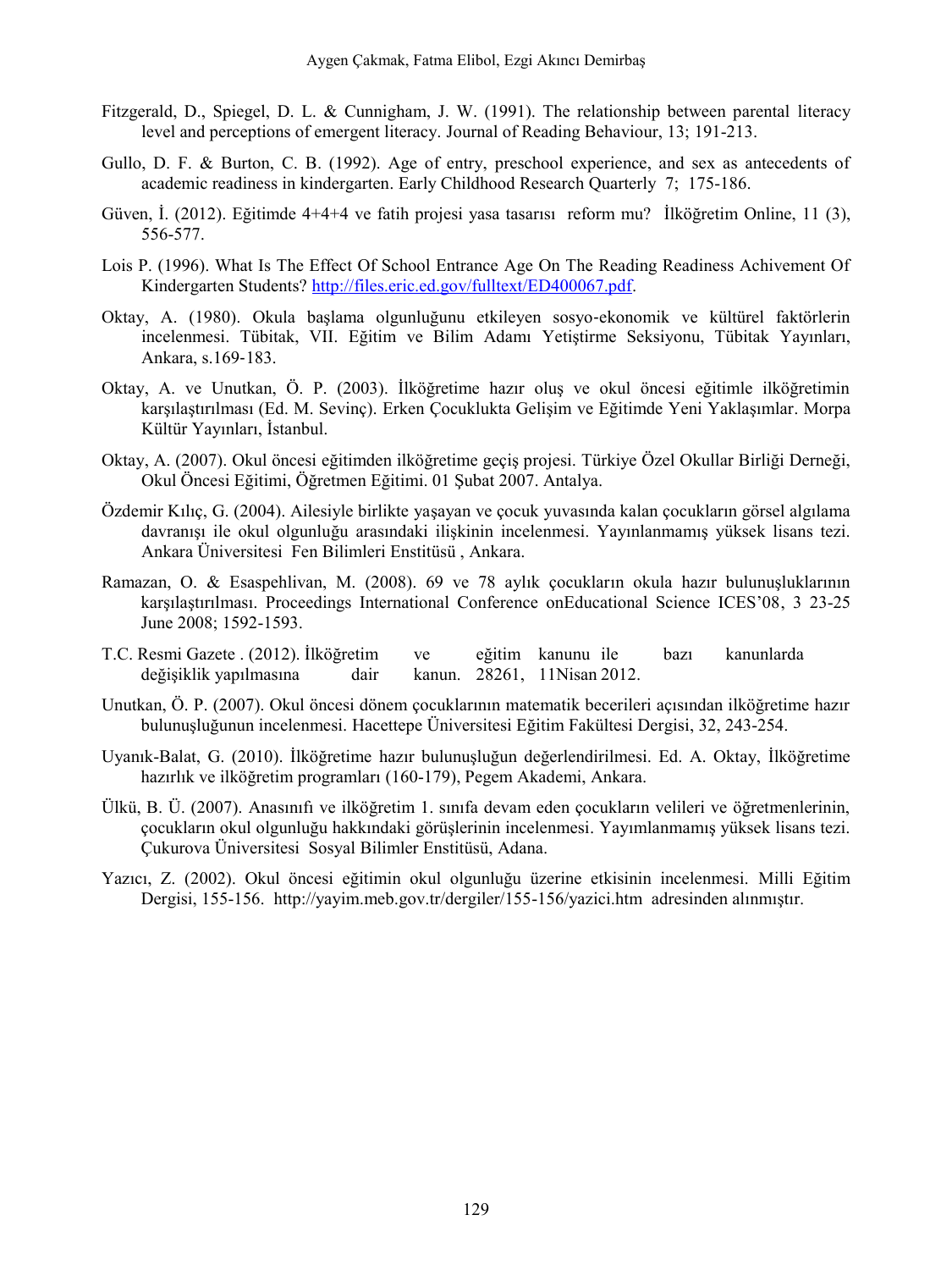Fitzgerald, D., Spiegel, D. L. & Cunnigham, J. W. (1991). The relationship between parental literacy level and perceptions of emergent literacy. Journal of Reading Behaviour, 13; 191-213.

Gullo, D. F. & Burton, C. B. (1992). Age of entry, preschool experience, and sex as antecedents of academic readiness in kindergarten. Early Childhood Research Quarterly 7; 175-186.

Güven, İ. (2012). Eğitimde 4+4+4 ve fatih projesi yasa tasarısı reform mu? İlköğretim Online, 11 (3), 556-577.

Lois P. (1996). What Is The Effect Of School Entrance Age On The Reading Readiness Achivement Of Kindergarten Students? http://files.eric.ed.gov/fulltext/ED400067.pdf.

Oktay, A. (1980). Okula başlama olgunluğunu etkileyen sosyo-ekonomik ve kültürel faktörlerin incelenmesi. Tübitak, VII. Eğitim ve Bilim Adamı Yetiştirme Seksiyonu, Tübitak Yayınları, Ankara, s.169-183.

Oktay, A. ve Unutkan, Ö. P. (2003). İlköğretime hazır oluş ve okul öncesi eğitimle ilköğretimin karşılaştırılması (Ed. M. Sevinç). Erken Çocuklukta Gelişim ve Eğitimde Yeni Yaklaşımlar. Morpa Kültür Yayınları, İstanbul.

Oktay, A. (2007). Okul öncesi eğitimden ilköğretime geçiş projesi. Türkiye Özel Okullar Birliği Derneği, Okul Öncesi Eğitimi, Öğretmen Eğitimi. 01 Şubat 2007. Antalya.

Özdemir Kılıç, G. (2004). Ailesiyle birlikte yaşayan ve çocuk yuvasında kalan çocukların görsel algılama davranışı ile okul olgunluğu arasındaki ilişkinin incelenmesi. Yayınlanmamış yüksek lisans tezi. Ankara Üniversitesi Fen Bilimleri Enstitüsü , Ankara.

Ramazan, O. & Esaspehlivan, M. (2008). 69 ve 78 aylık çocukların okula hazır bulunuşluklarının karşılaştırılması. Proceedings International Conference onEducational Science ICES'08, 3 23-25 June 2008; 1592-1593.

T.C. Resmi Gazete . (2012). İlköğretim ve eğitim kanunu ile bazı kanunlarda değişiklik yapılmasına dair kanun. 28261, 11Nisan 2012.

Unutkan, Ö. P. (2007). Okul öncesi dönem çocuklarının matematik becerileri açısından ilköğretime hazır bulunuşluğunun incelenmesi. Hacettepe Üniversitesi Eğitim Fakültesi Dergisi, 32, 243-254.

Uyanık-Balat, G. (2010). İlköğretime hazır bulunuşluğun değerlendirilmesi. Ed. A. Oktay, İlköğretime hazırlık ve ilköğretim programları (160-179), Pegem Akademi, Ankara.

Ülkü, B. Ü. (2007). Anasınıfı ve ilköğretim 1. sınıfa devam eden çocukların velileri ve öğretmenlerinin, çocukların okul olgunluğu hakkındaki görüşlerinin incelenmesi. Yayımlanmamış yüksek lisans tezi. Çukurova Üniversitesi Sosyal Bilimler Enstitüsü, Adana.

Yazıcı, Z. (2002). Okul öncesi eğitimin okul olgunluğu üzerine etkisinin incelenmesi. Milli Eğitim Dergisi, 155-156. http://yayim.meb.gov.tr/dergiler/155-156/yazici.htm adresinden alınmıştır.